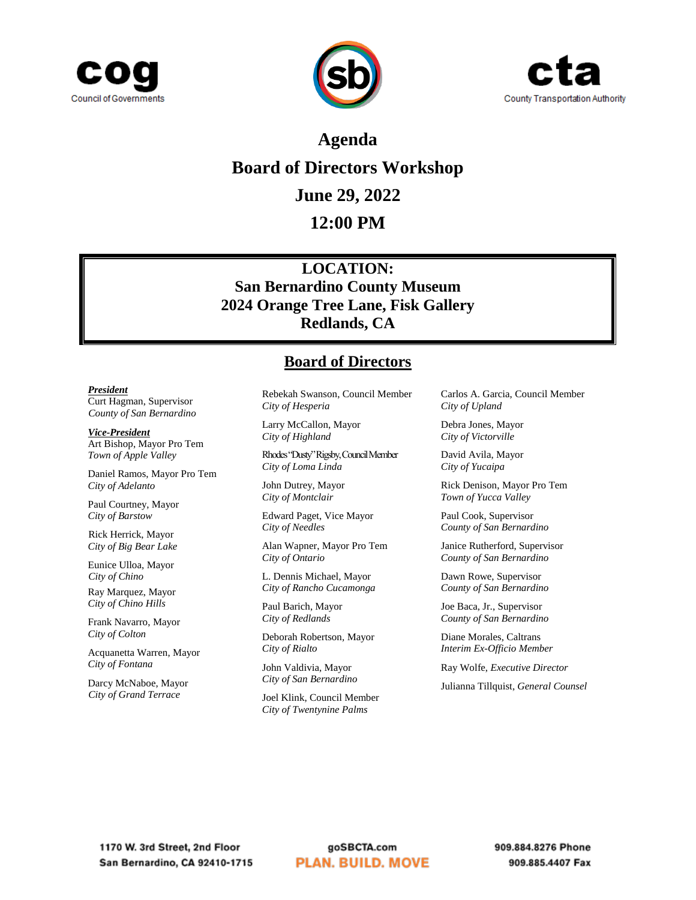cog
Council of Governments

sb

cta
County Transportation Authority

# Agenda

# Board of Directors Workshop

# June 29, 2022

# 12:00 PM

**LOCATION:**
**San Bernardino County Museum**
**2024 Orange Tree Lane, Fisk Gallery**
**Redlands, CA**

## Board of Directors

***President***
Curt Hagman, Supervisor
*County of San Bernardino*

***Vice-President***
Art Bishop, Mayor Pro Tem
*Town of Apple Valley*

Daniel Ramos, Mayor Pro Tem
*City of Adelanto*

Paul Courtney, Mayor
*City of Barstow*

Rick Herrick, Mayor
*City of Big Bear Lake*

Eunice Ulloa, Mayor
*City of Chino*

Ray Marquez, Mayor
*City of Chino Hills*

Frank Navarro, Mayor
*City of Colton*

Acquanetta Warren, Mayor
*City of Fontana*

Darcy McNaboe, Mayor
*City of Grand Terrace*

Rebekah Swanson, Council Member
*City of Hesperia*

Larry McCallon, Mayor
*City of Highland*

Rhodes "Dusty" Rigsby, Council Member
*City of Loma Linda*

John Dutrey, Mayor
*City of Montclair*

Edward Paget, Vice Mayor
*City of Needles*

Alan Wapner, Mayor Pro Tem
*City of Ontario*

L. Dennis Michael, Mayor
*City of Rancho Cucamonga*

Paul Barich, Mayor
*City of Redlands*

Deborah Robertson, Mayor
*City of Rialto*

John Valdivia, Mayor
*City of San Bernardino*

Joel Klink, Council Member
*City of Twentynine Palms*

Carlos A. Garcia, Council Member
*City of Upland*

Debra Jones, Mayor
*City of Victorville*

David Avila, Mayor
*City of Yucaipa*

Rick Denison, Mayor Pro Tem
*Town of Yucca Valley*

Paul Cook, Supervisor
*County of San Bernardino*

Janice Rutherford, Supervisor
*County of San Bernardino*

Dawn Rowe, Supervisor
*County of San Bernardino*

Joe Baca, Jr., Supervisor
*County of San Bernardino*

Diane Morales, Caltrans
*Interim Ex-Officio Member*

Ray Wolfe, *Executive Director*

Julianna Tillquist, *General Counsel*

1170 W. 3rd Street, 2nd Floor
San Bernardino, CA 92410-1715

goSBCTA.com
PLAN. BUILD. MOVE

909.884.8276 Phone
909.885.4407 Fax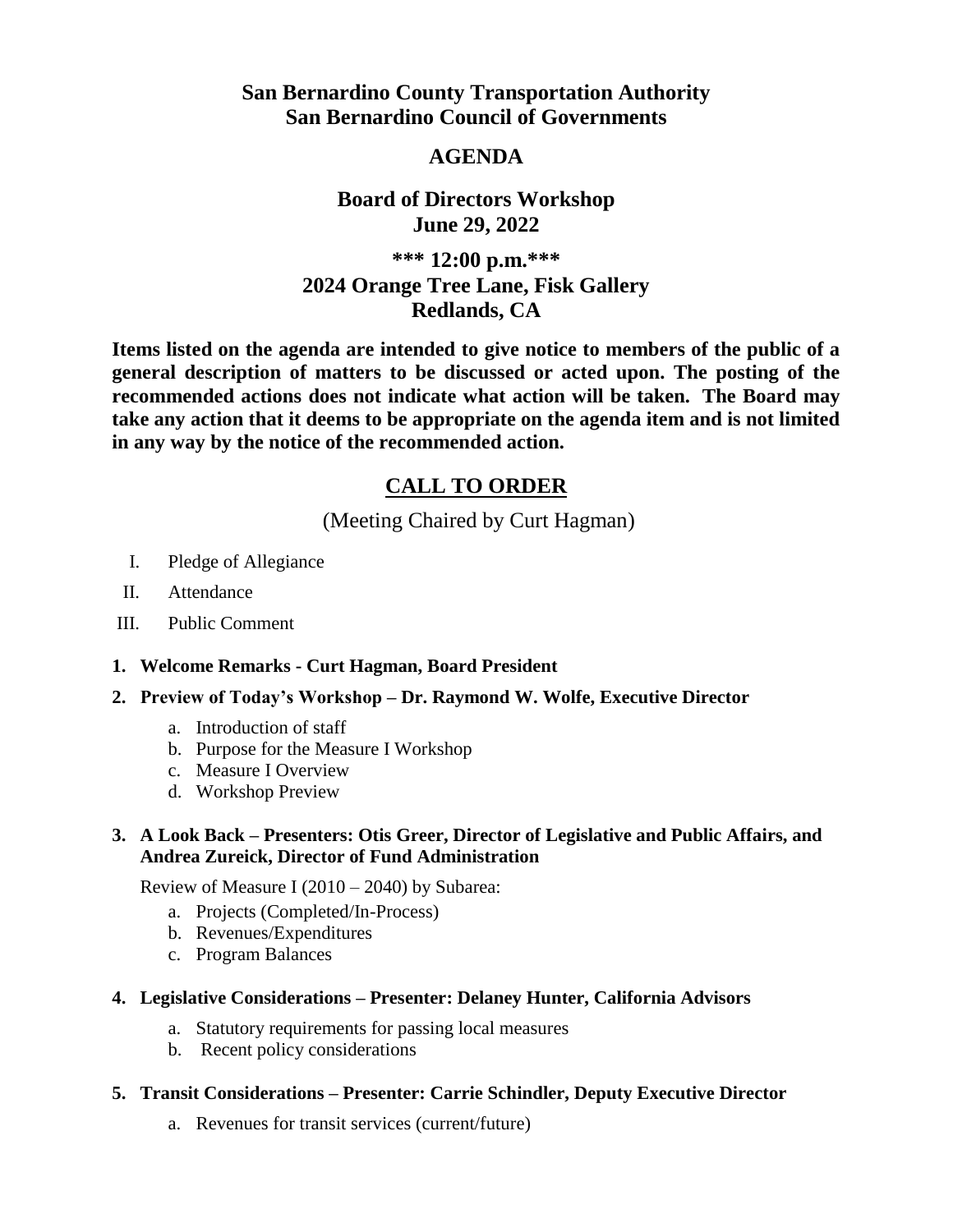**San Bernardino County Transportation Authority**
**San Bernardino Council of Governments**

# AGENDA

## Board of Directors Workshop
## June 29, 2022

## *** 12:00 p.m.***
## 2024 Orange Tree Lane, Fisk Gallery
## Redlands, CA

**Items listed on the agenda are intended to give notice to members of the public of a general description of matters to be discussed or acted upon. The posting of the recommended actions does not indicate what action will be taken. The Board may take any action that it deems to be appropriate on the agenda item and is not limited in any way by the notice of the recommended action.**

## CALL TO ORDER

(Meeting Chaired by Curt Hagman)

I. Pledge of Allegiance

II. Attendance

III. Public Comment

**1. Welcome Remarks - Curt Hagman, Board President**

**2. Preview of Today's Workshop – Dr. Raymond W. Wolfe, Executive Director**

   a. Introduction of staff
   b. Purpose for the Measure I Workshop
   c. Measure I Overview
   d. Workshop Preview

**3. A Look Back – Presenters: Otis Greer, Director of Legislative and Public Affairs, and Andrea Zureick, Director of Fund Administration**

   Review of Measure I (2010 – 2040) by Subarea:

   a. Projects (Completed/In-Process)
   b. Revenues/Expenditures
   c. Program Balances

**4. Legislative Considerations – Presenter: Delaney Hunter, California Advisors**

   a. Statutory requirements for passing local measures
   b. Recent policy considerations

**5. Transit Considerations – Presenter: Carrie Schindler, Deputy Executive Director**

   a. Revenues for transit services (current/future)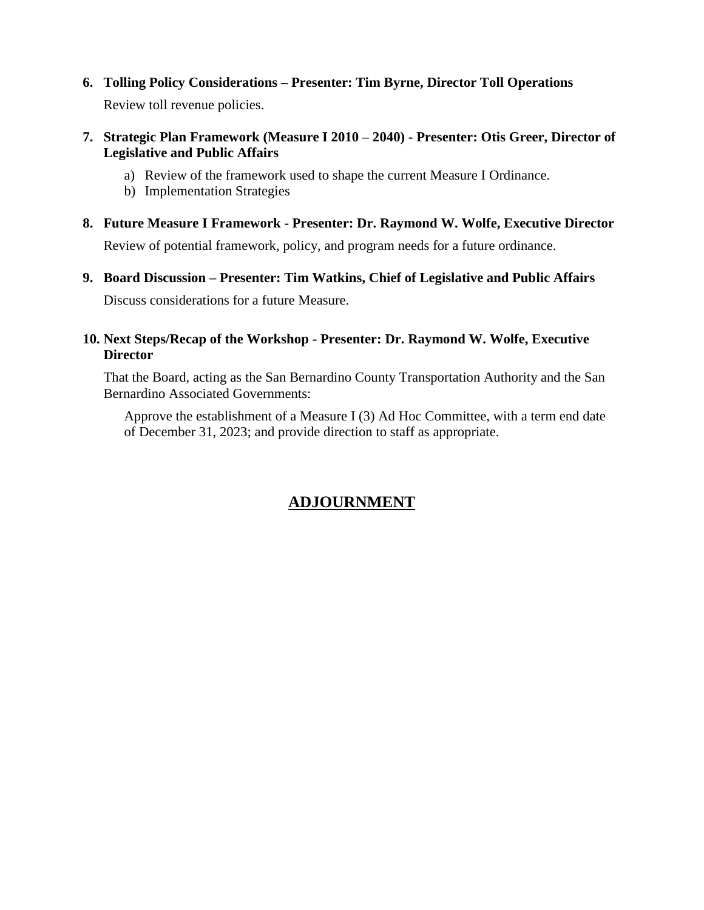6. **Tolling Policy Considerations – Presenter: Tim Byrne, Director Toll Operations**

   Review toll revenue policies.

7. **Strategic Plan Framework (Measure I 2010 – 2040) - Presenter: Otis Greer, Director of Legislative and Public Affairs**

   a) Review of the framework used to shape the current Measure I Ordinance.
   b) Implementation Strategies

8. **Future Measure I Framework - Presenter: Dr. Raymond W. Wolfe, Executive Director**

   Review of potential framework, policy, and program needs for a future ordinance.

9. **Board Discussion – Presenter: Tim Watkins, Chief of Legislative and Public Affairs**

   Discuss considerations for a future Measure.

10. **Next Steps/Recap of the Workshop - Presenter: Dr. Raymond W. Wolfe, Executive Director**

    That the Board, acting as the San Bernardino County Transportation Authority and the San Bernardino Associated Governments:

    Approve the establishment of a Measure I (3) Ad Hoc Committee, with a term end date of December 31, 2023; and provide direction to staff as appropriate.

## **ADJOURNMENT**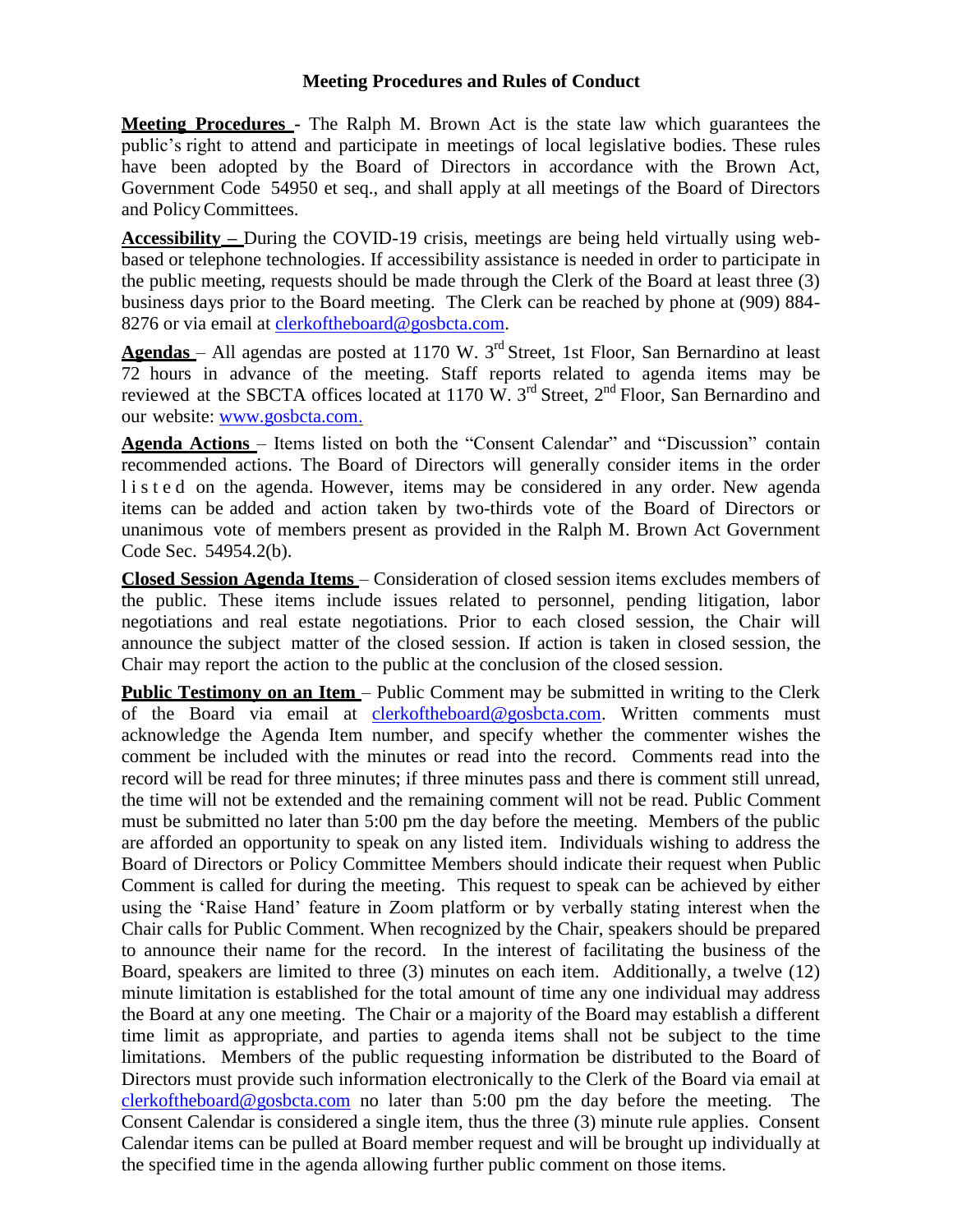## Meeting Procedures and Rules of Conduct

**Meeting Procedures** - The Ralph M. Brown Act is the state law which guarantees the public's right to attend and participate in meetings of local legislative bodies. These rules have been adopted by the Board of Directors in accordance with the Brown Act, Government Code 54950 et seq., and shall apply at all meetings of the Board of Directors and Policy Committees.

**Accessibility** – During the COVID-19 crisis, meetings are being held virtually using web-based or telephone technologies. If accessibility assistance is needed in order to participate in the public meeting, requests should be made through the Clerk of the Board at least three (3) business days prior to the Board meeting. The Clerk can be reached by phone at (909) 884-8276 or via email at clerkoftheboard@gosbcta.com.

**Agendas** – All agendas are posted at 1170 W. 3rd Street, 1st Floor, San Bernardino at least 72 hours in advance of the meeting. Staff reports related to agenda items may be reviewed at the SBCTA offices located at 1170 W. 3rd Street, 2nd Floor, San Bernardino and our website: www.gosbcta.com.

**Agenda Actions** – Items listed on both the "Consent Calendar" and "Discussion" contain recommended actions. The Board of Directors will generally consider items in the order listed on the agenda. However, items may be considered in any order. New agenda items can be added and action taken by two-thirds vote of the Board of Directors or unanimous vote of members present as provided in the Ralph M. Brown Act Government Code Sec. 54954.2(b).

**Closed Session Agenda Items** – Consideration of closed session items excludes members of the public. These items include issues related to personnel, pending litigation, labor negotiations and real estate negotiations. Prior to each closed session, the Chair will announce the subject matter of the closed session. If action is taken in closed session, the Chair may report the action to the public at the conclusion of the closed session.

**Public Testimony on an Item** – Public Comment may be submitted in writing to the Clerk of the Board via email at clerkoftheboard@gosbcta.com. Written comments must acknowledge the Agenda Item number, and specify whether the commenter wishes the comment be included with the minutes or read into the record. Comments read into the record will be read for three minutes; if three minutes pass and there is comment still unread, the time will not be extended and the remaining comment will not be read. Public Comment must be submitted no later than 5:00 pm the day before the meeting. Members of the public are afforded an opportunity to speak on any listed item. Individuals wishing to address the Board of Directors or Policy Committee Members should indicate their request when Public Comment is called for during the meeting. This request to speak can be achieved by either using the 'Raise Hand' feature in Zoom platform or by verbally stating interest when the Chair calls for Public Comment. When recognized by the Chair, speakers should be prepared to announce their name for the record. In the interest of facilitating the business of the Board, speakers are limited to three (3) minutes on each item. Additionally, a twelve (12) minute limitation is established for the total amount of time any one individual may address the Board at any one meeting. The Chair or a majority of the Board may establish a different time limit as appropriate, and parties to agenda items shall not be subject to the time limitations. Members of the public requesting information be distributed to the Board of Directors must provide such information electronically to the Clerk of the Board via email at clerkoftheboard@gosbcta.com no later than 5:00 pm the day before the meeting. The Consent Calendar is considered a single item, thus the three (3) minute rule applies. Consent Calendar items can be pulled at Board member request and will be brought up individually at the specified time in the agenda allowing further public comment on those items.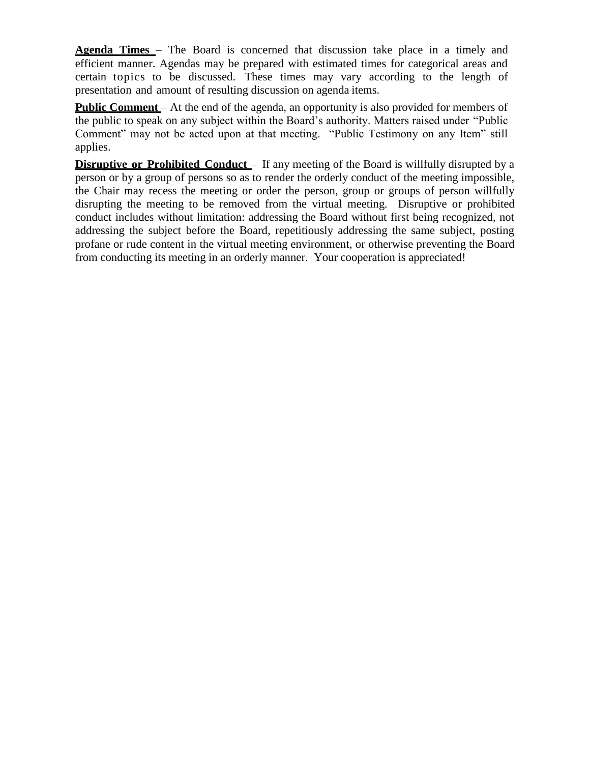**Agenda Times** – The Board is concerned that discussion take place in a timely and efficient manner. Agendas may be prepared with estimated times for categorical areas and certain topics to be discussed. These times may vary according to the length of presentation and amount of resulting discussion on agenda items.

**Public Comment** – At the end of the agenda, an opportunity is also provided for members of the public to speak on any subject within the Board's authority. Matters raised under "Public Comment" may not be acted upon at that meeting. "Public Testimony on any Item" still applies.

**Disruptive or Prohibited Conduct** – If any meeting of the Board is willfully disrupted by a person or by a group of persons so as to render the orderly conduct of the meeting impossible, the Chair may recess the meeting or order the person, group or groups of person willfully disrupting the meeting to be removed from the virtual meeting. Disruptive or prohibited conduct includes without limitation: addressing the Board without first being recognized, not addressing the subject before the Board, repetitiously addressing the same subject, posting profane or rude content in the virtual meeting environment, or otherwise preventing the Board from conducting its meeting in an orderly manner. Your cooperation is appreciated!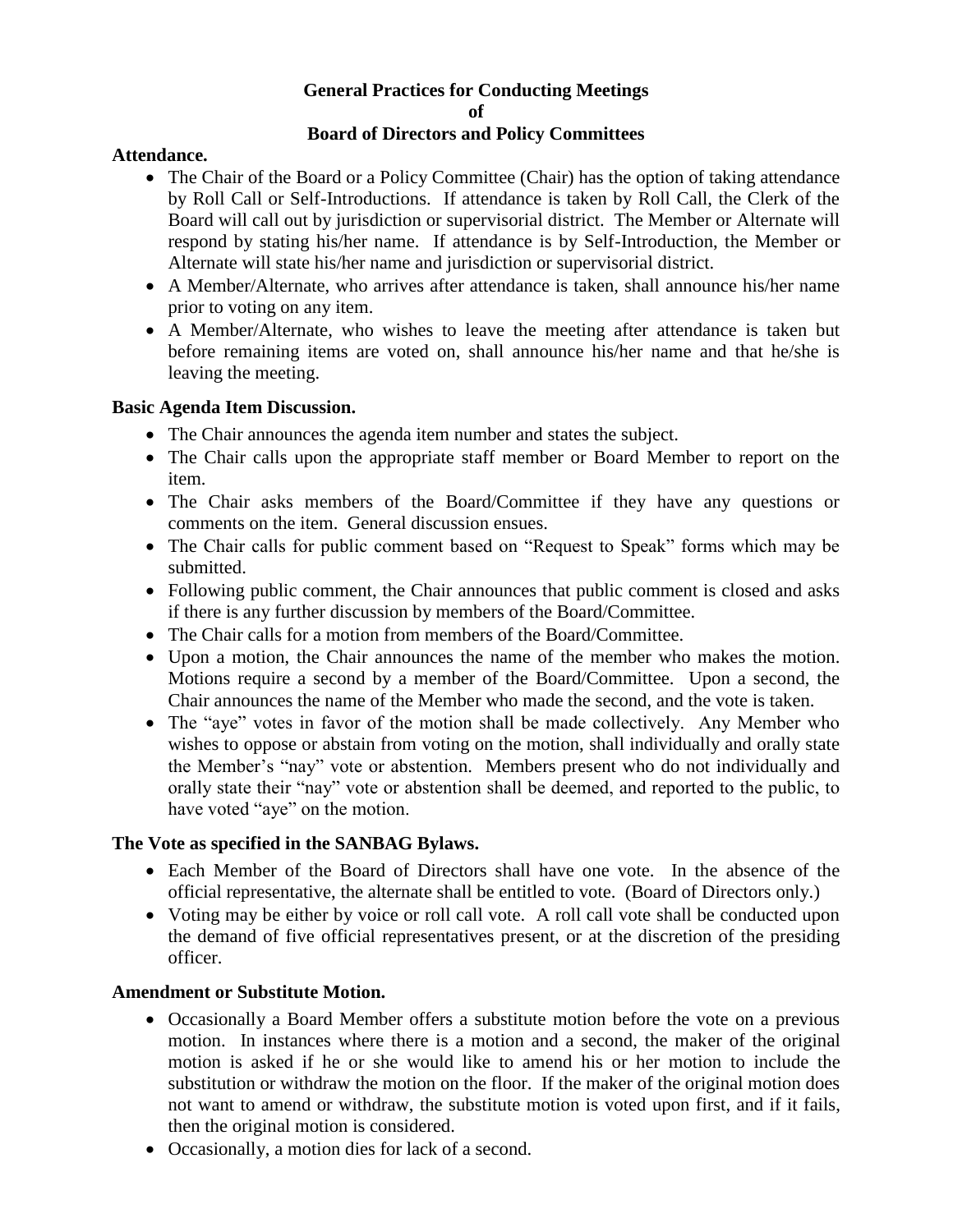# General Practices for Conducting Meetings of Board of Directors and Policy Committees

**Attendance.**

- The Chair of the Board or a Policy Committee (Chair) has the option of taking attendance by Roll Call or Self-Introductions. If attendance is taken by Roll Call, the Clerk of the Board will call out by jurisdiction or supervisorial district. The Member or Alternate will respond by stating his/her name. If attendance is by Self-Introduction, the Member or Alternate will state his/her name and jurisdiction or supervisorial district.
- A Member/Alternate, who arrives after attendance is taken, shall announce his/her name prior to voting on any item.
- A Member/Alternate, who wishes to leave the meeting after attendance is taken but before remaining items are voted on, shall announce his/her name and that he/she is leaving the meeting.

**Basic Agenda Item Discussion.**

- The Chair announces the agenda item number and states the subject.
- The Chair calls upon the appropriate staff member or Board Member to report on the item.
- The Chair asks members of the Board/Committee if they have any questions or comments on the item. General discussion ensues.
- The Chair calls for public comment based on "Request to Speak" forms which may be submitted.
- Following public comment, the Chair announces that public comment is closed and asks if there is any further discussion by members of the Board/Committee.
- The Chair calls for a motion from members of the Board/Committee.
- Upon a motion, the Chair announces the name of the member who makes the motion. Motions require a second by a member of the Board/Committee. Upon a second, the Chair announces the name of the Member who made the second, and the vote is taken.
- The "aye" votes in favor of the motion shall be made collectively. Any Member who wishes to oppose or abstain from voting on the motion, shall individually and orally state the Member's "nay" vote or abstention. Members present who do not individually and orally state their "nay" vote or abstention shall be deemed, and reported to the public, to have voted "aye" on the motion.

**The Vote as specified in the SANBAG Bylaws.**

- Each Member of the Board of Directors shall have one vote. In the absence of the official representative, the alternate shall be entitled to vote. (Board of Directors only.)
- Voting may be either by voice or roll call vote. A roll call vote shall be conducted upon the demand of five official representatives present, or at the discretion of the presiding officer.

**Amendment or Substitute Motion.**

- Occasionally a Board Member offers a substitute motion before the vote on a previous motion. In instances where there is a motion and a second, the maker of the original motion is asked if he or she would like to amend his or her motion to include the substitution or withdraw the motion on the floor. If the maker of the original motion does not want to amend or withdraw, the substitute motion is voted upon first, and if it fails, then the original motion is considered.
- Occasionally, a motion dies for lack of a second.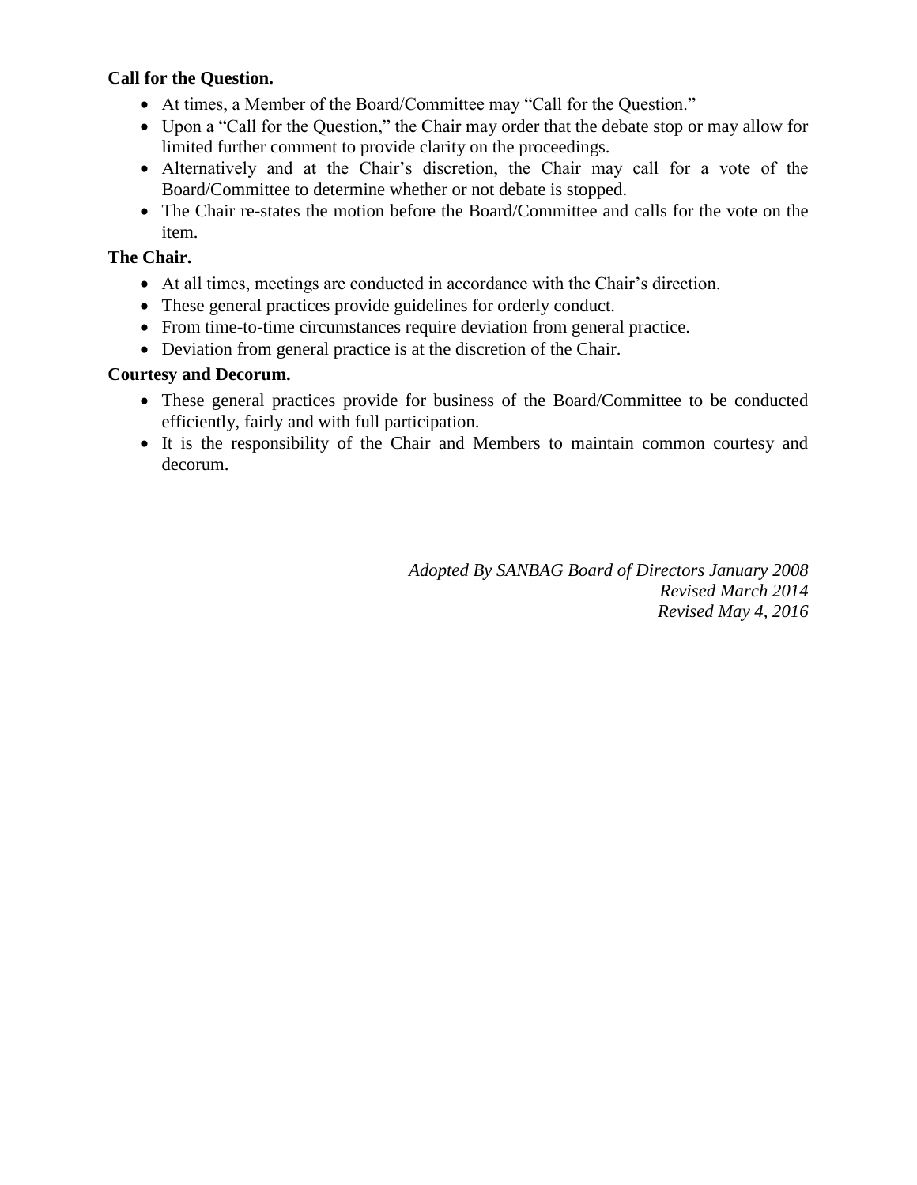**Call for the Question.**

- At times, a Member of the Board/Committee may "Call for the Question."
- Upon a "Call for the Question," the Chair may order that the debate stop or may allow for limited further comment to provide clarity on the proceedings.
- Alternatively and at the Chair's discretion, the Chair may call for a vote of the Board/Committee to determine whether or not debate is stopped.
- The Chair re-states the motion before the Board/Committee and calls for the vote on the item.

**The Chair.**

- At all times, meetings are conducted in accordance with the Chair's direction.
- These general practices provide guidelines for orderly conduct.
- From time-to-time circumstances require deviation from general practice.
- Deviation from general practice is at the discretion of the Chair.

**Courtesy and Decorum.**

- These general practices provide for business of the Board/Committee to be conducted efficiently, fairly and with full participation.
- It is the responsibility of the Chair and Members to maintain common courtesy and decorum.

*Adopted By SANBAG Board of Directors January 2008*
*Revised March 2014*
*Revised May 4, 2016*